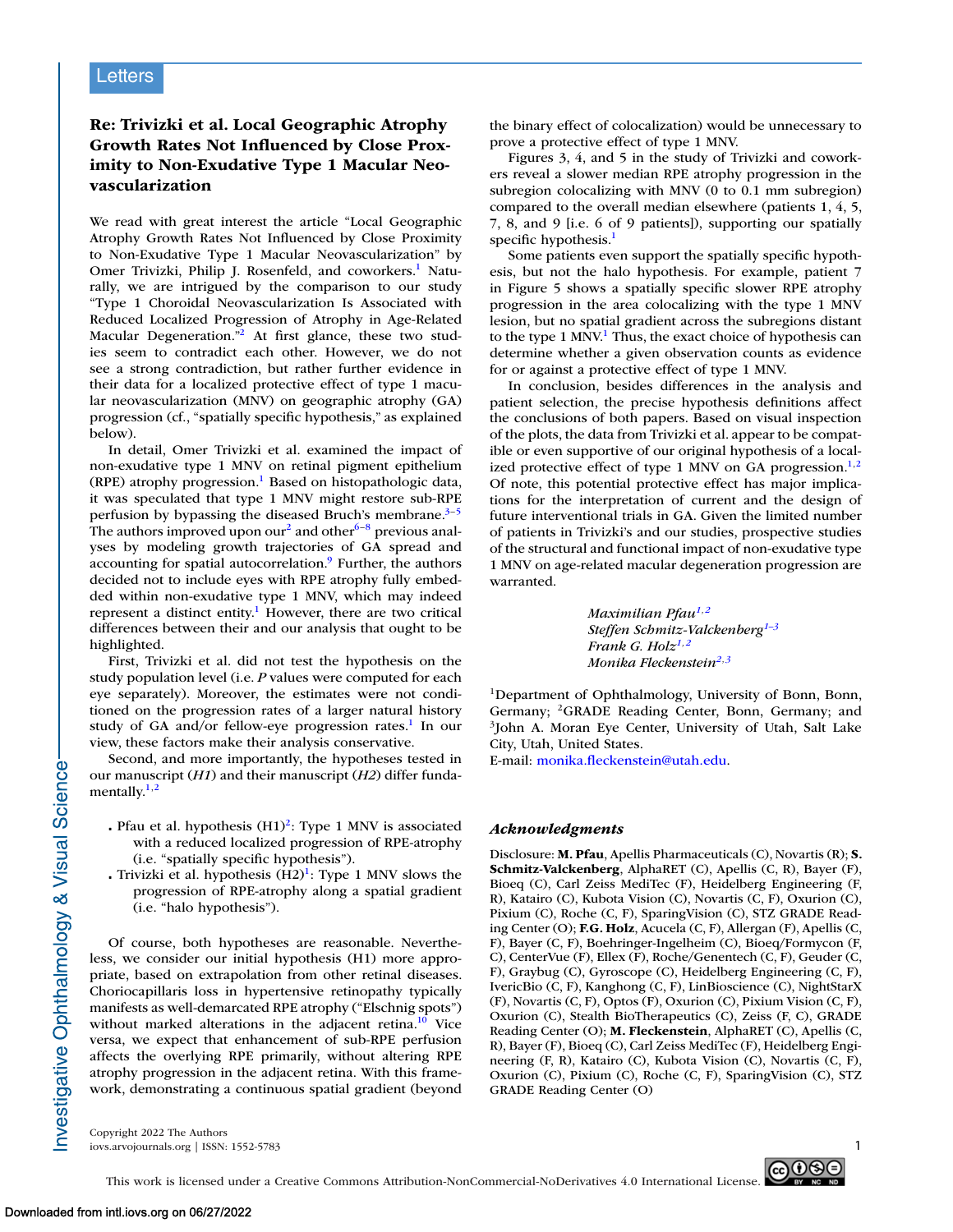Letters

# Re: Trivizki et al. Local Geographic Atrophy Growth Rates Not Influenced by Close Proximity to Non-Exudative Type 1 Macular Neovascularization

We read with great interest the article "Local Geographic Atrophy Growth Rates Not Influenced by Close Proximity to Non-Exudative Type 1 Macular Neovascularization" by Omer Trivizki, Philip J. Rosenfeld, and coworkers.[1] Naturally, we are intrigued by the comparison to our study "Type 1 Choroidal Neovascularization Is Associated with Reduced Localized Progression of Atrophy in Age-Related Macular Degeneration."[2] At first glance, these two studies seem to contradict each other. However, we do not see a strong contradiction, but rather further evidence in their data for a localized protective effect of type 1 macular neovascularization (MNV) on geographic atrophy (GA) progression (cf., "spatially specific hypothesis," as explained below).

In detail, Omer Trivizki et al. examined the impact of non-exudative type 1 MNV on retinal pigment epithelium (RPE) atrophy progression.[1] Based on histopathologic data, it was speculated that type 1 MNV might restore sub-RPE perfusion by bypassing the diseased Bruch's membrane.[3–5] The authors improved upon our[2] and other[6–8] previous analyses by modeling growth trajectories of GA spread and accounting for spatial autocorrelation.[9] Further, the authors decided not to include eyes with RPE atrophy fully embedded within non-exudative type 1 MNV, which may indeed represent a distinct entity.[1] However, there are two critical differences between their and our analysis that ought to be highlighted.

First, Trivizki et al. did not test the hypothesis on the study population level (i.e. *P* values were computed for each eye separately). Moreover, the estimates were not conditioned on the progression rates of a larger natural history study of GA and/or fellow-eye progression rates.[1] In our view, these factors make their analysis conservative.

Second, and more importantly, the hypotheses tested in our manuscript (*H1*) and their manuscript (*H2*) differ fundamentally.[1,2]

- Pfau et al. hypothesis (H1)[2]: Type 1 MNV is associated with a reduced localized progression of RPE-atrophy (i.e. "spatially specific hypothesis").
- Trivizki et al. hypothesis (H2)[1]: Type 1 MNV slows the progression of RPE-atrophy along a spatial gradient (i.e. "halo hypothesis").

Of course, both hypotheses are reasonable. Nevertheless, we consider our initial hypothesis (H1) more appropriate, based on extrapolation from other retinal diseases. Choriocapillaris loss in hypertensive retinopathy typically manifests as well-demarcated RPE atrophy ("Elschnig spots") without marked alterations in the adjacent retina.[10] Vice versa, we expect that enhancement of sub-RPE perfusion affects the overlying RPE primarily, without altering RPE atrophy progression in the adjacent retina. With this framework, demonstrating a continuous spatial gradient (beyond the binary effect of colocalization) would be unnecessary to prove a protective effect of type 1 MNV.

Figures 3, 4, and 5 in the study of Trivizki and coworkers reveal a slower median RPE atrophy progression in the subregion colocalizing with MNV (0 to 0.1 mm subregion) compared to the overall median elsewhere (patients 1, 4, 5, 7, 8, and 9 [i.e. 6 of 9 patients]), supporting our spatially specific hypothesis.[1]

Some patients even support the spatially specific hypothesis, but not the halo hypothesis. For example, patient 7 in Figure 5 shows a spatially specific slower RPE atrophy progression in the area colocalizing with the type 1 MNV lesion, but no spatial gradient across the subregions distant to the type 1 MNV.[1] Thus, the exact choice of hypothesis can determine whether a given observation counts as evidence for or against a protective effect of type 1 MNV.

In conclusion, besides differences in the analysis and patient selection, the precise hypothesis definitions affect the conclusions of both papers. Based on visual inspection of the plots, the data from Trivizki et al. appear to be compatible or even supportive of our original hypothesis of a localized protective effect of type 1 MNV on GA progression.[1,2] Of note, this potential protective effect has major implications for the interpretation of current and the design of future interventional trials in GA. Given the limited number of patients in Trivizki's and our studies, prospective studies of the structural and functional impact of non-exudative type 1 MNV on age-related macular degeneration progression are warranted.

*Maximilian Pfau*[1,2]
*Steffen Schmitz-Valckenberg*[1–3]
*Frank G. Holz*[1,2]
*Monika Fleckenstein*[2,3]

[1]Department of Ophthalmology, University of Bonn, Bonn, Germany; [2]GRADE Reading Center, Bonn, Germany; and [3]John A. Moran Eye Center, University of Utah, Salt Lake City, Utah, United States.
E-mail: monika.fleckenstein@utah.edu.

## *Acknowledgments*

Disclosure: **M. Pfau**, Apellis Pharmaceuticals (C), Novartis (R); **S. Schmitz-Valckenberg**, AlphaRET (C), Apellis (C, R), Bayer (F), Bioeq (C), Carl Zeiss MediTec (F), Heidelberg Engineering (F, R), Katairo (C), Kubota Vision (C), Novartis (C, F), Oxurion (C), Pixium (C), Roche (C, F), SparingVision (C), STZ GRADE Reading Center (O); **F.G. Holz**, Acucela (C, F), Allergan (F), Apellis (C, F), Bayer (C, F), Boehringer-Ingelheim (C), Bioeq/Formycon (F, C), CenterVue (F), Ellex (F), Roche/Genentech (C, F), Geuder (C, F), Graybug (C), Gyroscope (C), Heidelberg Engineering (C, F), IvericBio (C, F), Kanghong (C, F), LinBioscience (C), NightStarX (F), Novartis (C, F), Optos (F), Oxurion (C), Pixium Vision (C, F), Oxurion (C), Stealth BioTherapeutics (C), Zeiss (F, C), GRADE Reading Center (O); **M. Fleckenstein**, AlphaRET (C), Apellis (C, R), Bayer (F), Bioeq (C), Carl Zeiss MediTec (F), Heidelberg Engineering (F, R), Katairo (C), Kubota Vision (C), Novartis (C, F), Oxurion (C), Pixium (C), Roche (C, F), SparingVision (C), STZ GRADE Reading Center (O)

Copyright 2022 The Authors
iovs.arvojournals.org | ISSN: 1552-5783

This work is licensed under a Creative Commons Attribution-NonCommercial-NoDerivatives 4.0 International License.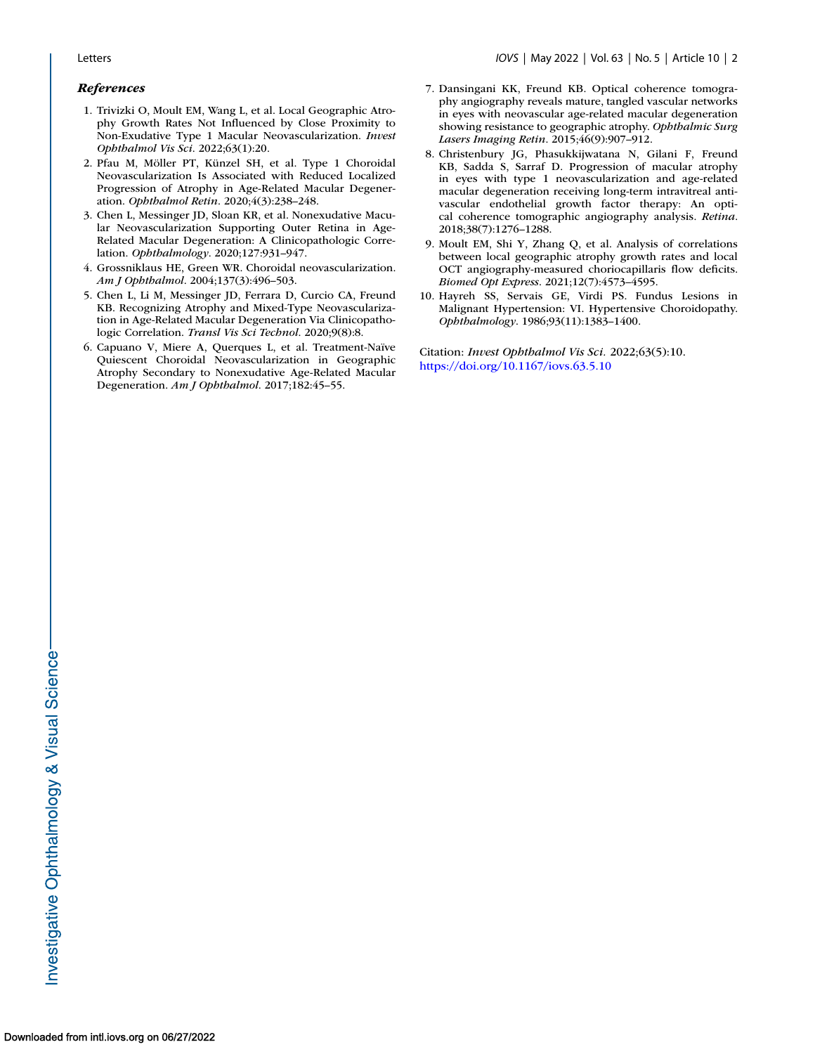### *References*

1. Trivizki O, Moult EM, Wang L, et al. Local Geographic Atrophy Growth Rates Not Influenced by Close Proximity to Non-Exudative Type 1 Macular Neovascularization. *Invest Ophthalmol Vis Sci*. 2022;63(1):20.
2. Pfau M, Möller PT, Künzel SH, et al. Type 1 Choroidal Neovascularization Is Associated with Reduced Localized Progression of Atrophy in Age-Related Macular Degeneration. *Ophthalmol Retin*. 2020;4(3):238–248.
3. Chen L, Messinger JD, Sloan KR, et al. Nonexudative Macular Neovascularization Supporting Outer Retina in Age-Related Macular Degeneration: A Clinicopathologic Correlation. *Ophthalmology*. 2020;127:931–947.
4. Grossniklaus HE, Green WR. Choroidal neovascularization. *Am J Ophthalmol*. 2004;137(3):496–503.
5. Chen L, Li M, Messinger JD, Ferrara D, Curcio CA, Freund KB. Recognizing Atrophy and Mixed-Type Neovascularization in Age-Related Macular Degeneration Via Clinicopathologic Correlation. *Transl Vis Sci Technol*. 2020;9(8):8.
6. Capuano V, Miere A, Querques L, et al. Treatment-Naïve Quiescent Choroidal Neovascularization in Geographic Atrophy Secondary to Nonexudative Age-Related Macular Degeneration. *Am J Ophthalmol*. 2017;182:45–55.
7. Dansingani KK, Freund KB. Optical coherence tomography angiography reveals mature, tangled vascular networks in eyes with neovascular age-related macular degeneration showing resistance to geographic atrophy. *Ophthalmic Surg Lasers Imaging Retin*. 2015;46(9):907–912.
8. Christenbury JG, Phasukkijwatana N, Gilani F, Freund KB, Sadda S, Sarraf D. Progression of macular atrophy in eyes with type 1 neovascularization and age-related macular degeneration receiving long-term intravitreal anti-vascular endothelial growth factor therapy: An optical coherence tomographic angiography analysis. *Retina*. 2018;38(7):1276–1288.
9. Moult EM, Shi Y, Zhang Q, et al. Analysis of correlations between local geographic atrophy growth rates and local OCT angiography-measured choriocapillaris flow deficits. *Biomed Opt Express*. 2021;12(7):4573–4595.
10. Hayreh SS, Servais GE, Virdi PS. Fundus Lesions in Malignant Hypertension: VI. Hypertensive Choroidopathy. *Ophthalmology*. 1986;93(11):1383–1400.

Citation: *Invest Ophthalmol Vis Sci.* 2022;63(5):10. https://doi.org/10.1167/iovs.63.5.10